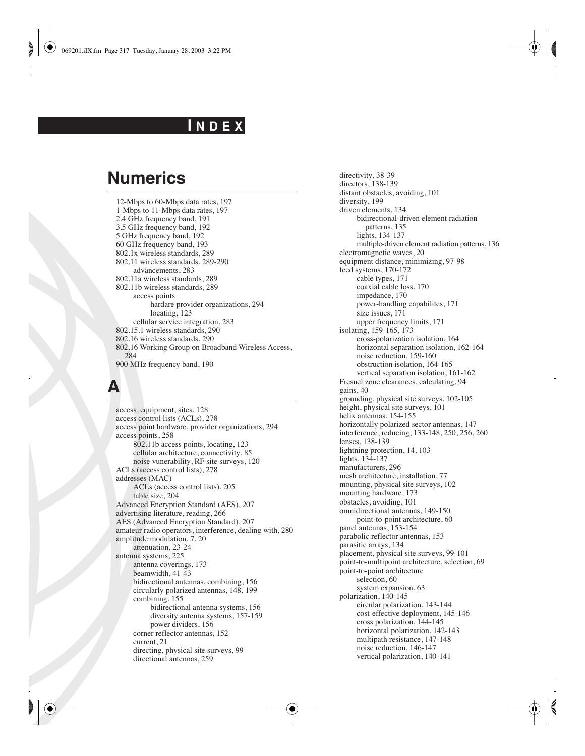# INDEX

## Numerics

12-Mbps to 60-Mbps data rates, 197
1-Mbps to 11-Mbps data rates, 197
2.4 GHz frequency band, 191
3.5 GHz frequency band, 192
5 GHz frequency band, 192
60 GHz frequency band, 193
802.1x wireless standards, 289
802.11 wireless standards, 289-290
  advancements, 283
802.11a wireless standards, 289
802.11b wireless standards, 289
  access points
    hardare provider organizations, 294
    locating, 123
  cellular service integration, 283
802.15.1 wireless standards, 290
802.16 wireless standards, 290
802.16 Working Group on Broadband Wireless Access, 284
900 MHz frequency band, 190

## A

access, equipment, sites, 128
access control lists (ACLs), 278
access point hardware, provider organizations, 294
access points, 258
  802.11b access points, locating, 123
  cellular architecture, connectivity, 85
  noise vunerability, RF site surveys, 120
ACLs (access control lists), 278
addresses (MAC)
  ACLs (access control lists), 205
  table size, 204
Advanced Encryption Standard (AES), 207
advertising literature, reading, 266
AES (Advanced Encryption Standard), 207
amateur radio operators, interference, dealing with, 280
amplitude modulation, 7, 20
  attenuation, 23-24
antenna systems, 225
  antenna coverings, 173
  beamwidth, 41-43
  bidirectional antennas, combining, 156
  circularly polarized antennas, 148, 199
  combining, 155
    bidirectional antenna systems, 156
    diversity antenna systems, 157-159
    power dividers, 156
  corner reflector antennas, 152
  current, 21
  directing, physical site surveys, 99
  directional antennas, 259
  directivity, 38-39
  directors, 138-139
  distant obstacles, avoiding, 101
  diversity, 199
  driven elements, 134
    bidirectional-driven element radiation patterns, 135
    lights, 134-137
    multiple-driven element radiation patterns, 136
  electromagnetic waves, 20
  equipment distance, minimizing, 97-98
  feed systems, 170-172
    cable types, 171
    coaxial cable loss, 170
    impedance, 170
    power-handling capabilites, 171
    size issues, 171
    upper frequency limits, 171
  isolating, 159-165, 173
    cross-polarization isolation, 164
    horizontal separation isolation, 162-164
    noise reduction, 159-160
    obstruction isolation, 164-165
    vertical separation isolation, 161-162
  Fresnel zone clearances, calculating, 94
  gains, 40
  grounding, physical site surveys, 102-105
  height, physical site surveys, 101
  helix antennas, 154-155
  horizontally polarized sector antennas, 147
  interference, reducing, 133-148, 250, 256, 260
  lenses, 138-139
  lightning protection, 14, 103
  lights, 134-137
  manufacturers, 296
  mesh architecture, installation, 77
  mounting, physical site surveys, 102
  mounting hardware, 173
  obstacles, avoiding, 101
  omnidirectional antennas, 149-150
    point-to-point architecture, 60
  panel antennas, 153-154
  parabolic reflector antennas, 153
  parasitic arrays, 134
  placement, physical site surveys, 99-101
  point-to-multipoint architecture, selection, 69
  point-to-point architecture
    selection, 60
    system expansion, 63
  polarization, 140-145
    circular polarization, 143-144
    cost-effective deployment, 145-146
    cross polarization, 144-145
    horizontal polarization, 142-143
    multipath resistance, 147-148
    noise reduction, 146-147
    vertical polarization, 140-141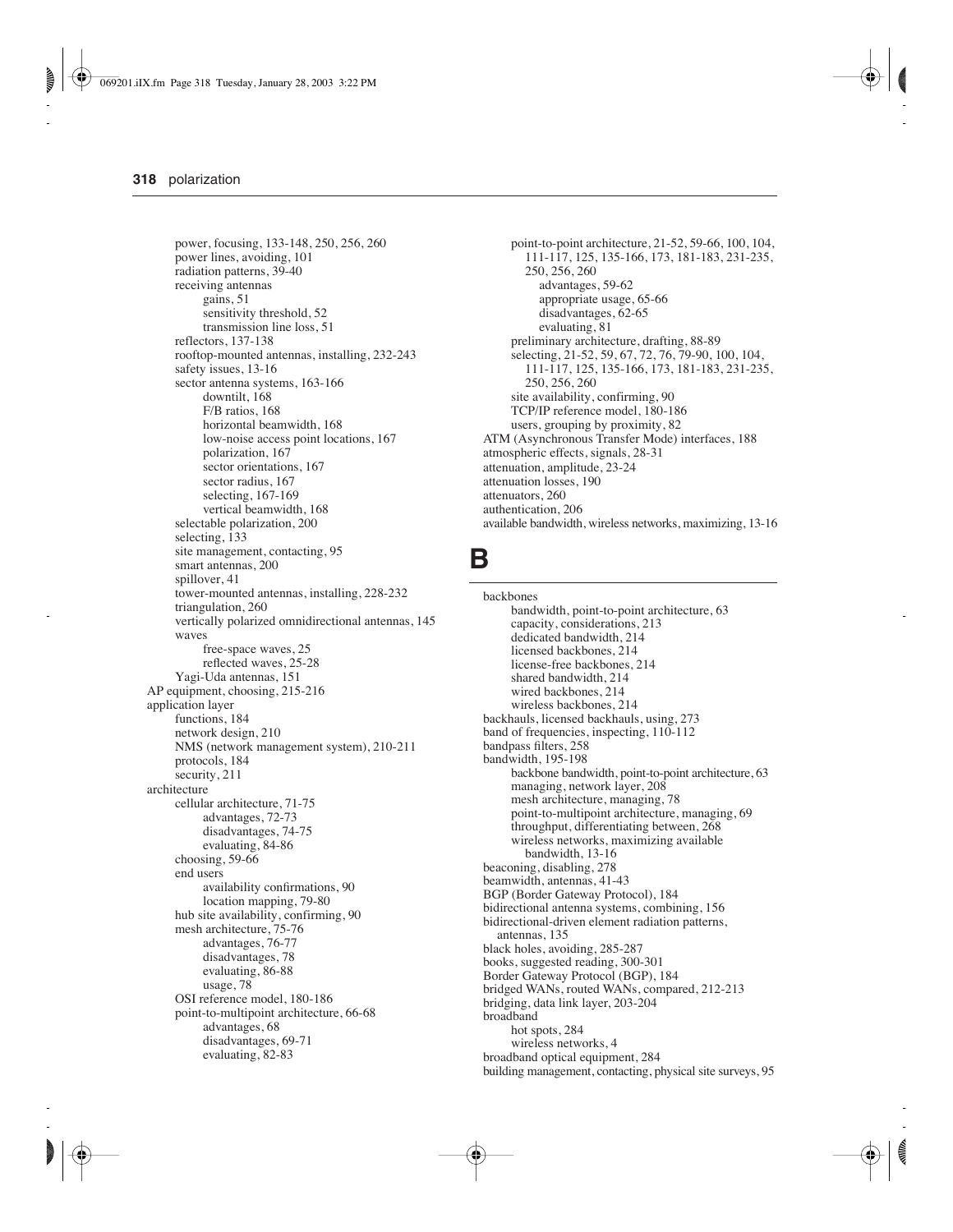power, focusing, 133-148, 250, 256, 260
power lines, avoiding, 101
radiation patterns, 39-40
receiving antennas
  gains, 51
  sensitivity threshold, 52
  transmission line loss, 51
reflectors, 137-138
rooftop-mounted antennas, installing, 232-243
safety issues, 13-16
sector antenna systems, 163-166
  downtilt, 168
  F/B ratios, 168
  horizontal beamwidth, 168
  low-noise access point locations, 167
  polarization, 167
  sector orientations, 167
  sector radius, 167
  selecting, 167-169
  vertical beamwidth, 168
selectable polarization, 200
selecting, 133
site management, contacting, 95
smart antennas, 200
spillover, 41
tower-mounted antennas, installing, 228-232
triangulation, 260
vertically polarized omnidirectional antennas, 145
waves
  free-space waves, 25
  reflected waves, 25-28
Yagi-Uda antennas, 151

AP equipment, choosing, 215-216

application layer
  functions, 184
  network design, 210
  NMS (network management system), 210-211
  protocols, 184
  security, 211

architecture
  cellular architecture, 71-75
    advantages, 72-73
    disadvantages, 74-75
    evaluating, 84-86
  choosing, 59-66
  end users
    availability confirmations, 90
    location mapping, 79-80
  hub site availability, confirming, 90
  mesh architecture, 75-76
    advantages, 76-77
    disadvantages, 78
    evaluating, 86-88
    usage, 78
  OSI reference model, 180-186
  point-to-multipoint architecture, 66-68
    advantages, 68
    disadvantages, 69-71
    evaluating, 82-83
  point-to-point architecture, 21-52, 59-66, 100, 104, 111-117, 125, 135-166, 173, 181-183, 231-235, 250, 256, 260
    advantages, 59-62
    appropriate usage, 65-66
    disadvantages, 62-65
    evaluating, 81
  preliminary architecture, drafting, 88-89
  selecting, 21-52, 59, 67, 72, 76, 79-90, 100, 104, 111-117, 125, 135-166, 173, 181-183, 231-235, 250, 256, 260
  site availability, confirming, 90
  TCP/IP reference model, 180-186
  users, grouping by proximity, 82

ATM (Asynchronous Transfer Mode) interfaces, 188

atmospheric effects, signals, 28-31

attenuation, amplitude, 23-24

attenuation losses, 190

attenuators, 260

authentication, 206

available bandwidth, wireless networks, maximizing, 13-16

# B

backbones
  bandwidth, point-to-point architecture, 63
  capacity, considerations, 213
  dedicated bandwidth, 214
  licensed backbones, 214
  license-free backbones, 214
  shared bandwidth, 214
  wired backbones, 214
  wireless backbones, 214

backhauls, licensed backhauls, using, 273

band of frequencies, inspecting, 110-112

bandpass filters, 258

bandwidth, 195-198
  backbone bandwidth, point-to-point architecture, 63
  managing, network layer, 208
  mesh architecture, managing, 78
  point-to-multipoint architecture, managing, 69
  throughput, differentiating between, 268
  wireless networks, maximizing available bandwidth, 13-16

beaconing, disabling, 278

beamwidth, antennas, 41-43

BGP (Border Gateway Protocol), 184

bidirectional antenna systems, combining, 156

bidirectional-driven element radiation patterns, antennas, 135

black holes, avoiding, 285-287

books, suggested reading, 300-301

Border Gateway Protocol (BGP), 184

bridged WANs, routed WANs, compared, 212-213

bridging, data link layer, 203-204

broadband
  hot spots, 284
  wireless networks, 4

broadband optical equipment, 284

building management, contacting, physical site surveys, 95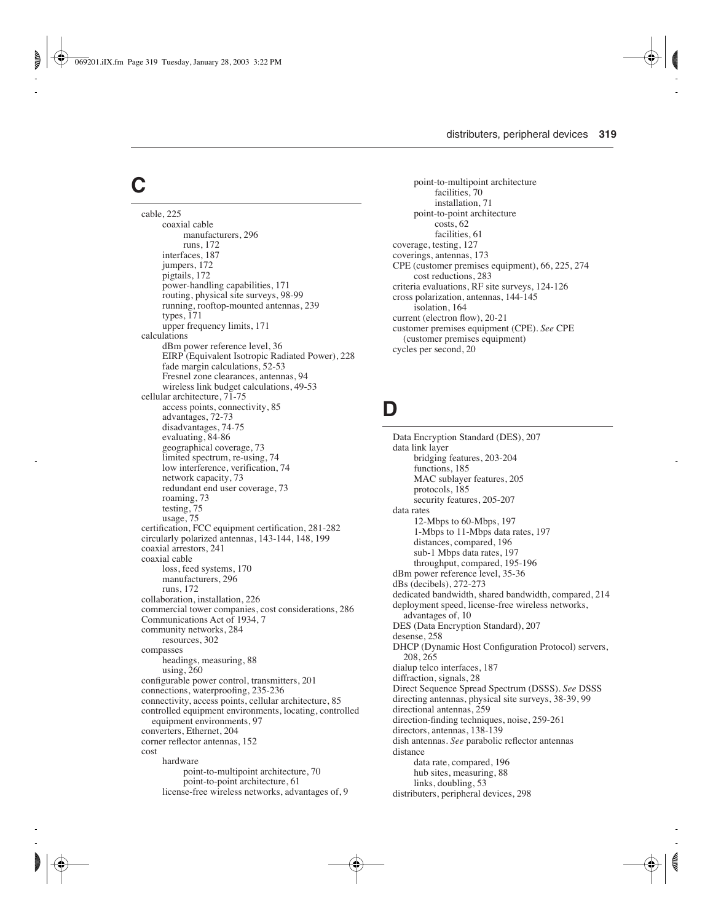## C

- cable, 225
  - coaxial cable
    - manufacturers, 296
    - runs, 172
  - interfaces, 187
  - jumpers, 172
  - pigtails, 172
  - power-handling capabilities, 171
  - routing, physical site surveys, 98-99
  - running, rooftop-mounted antennas, 239
  - types, 171
  - upper frequency limits, 171
- calculations
  - dBm power reference level, 36
  - EIRP (Equivalent Isotropic Radiated Power), 228
  - fade margin calculations, 52-53
  - Fresnel zone clearances, antennas, 94
  - wireless link budget calculations, 49-53
- cellular architecture, 71-75
  - access points, connectivity, 85
  - advantages, 72-73
  - disadvantages, 74-75
  - evaluating, 84-86
  - geographical coverage, 73
  - limited spectrum, re-using, 74
  - low interference, verification, 74
  - network capacity, 73
  - redundant end user coverage, 73
  - roaming, 73
  - testing, 75
  - usage, 75
- certification, FCC equipment certification, 281-282
- circularly polarized antennas, 143-144, 148, 199
- coaxial arrestors, 241
- coaxial cable
  - loss, feed systems, 170
  - manufacturers, 296
  - runs, 172
- collaboration, installation, 226
- commercial tower companies, cost considerations, 286
- Communications Act of 1934, 7
- community networks, 284
  - resources, 302
- compasses
  - headings, measuring, 88
  - using, 260
- configurable power control, transmitters, 201
- connections, waterproofing, 235-236
- connectivity, access points, cellular architecture, 85
- controlled equipment environments, locating, controlled equipment environments, 97
- converters, Ethernet, 204
- corner reflector antennas, 152
- cost
  - hardware
    - point-to-multipoint architecture, 70
    - point-to-point architecture, 61
  - license-free wireless networks, advantages of, 9
  - point-to-multipoint architecture
    - facilities, 70
    - installation, 71
  - point-to-point architecture
    - costs, 62
    - facilities, 61
- coverage, testing, 127
- coverings, antennas, 173
- CPE (customer premises equipment), 66, 225, 274
  - cost reductions, 283
- criteria evaluations, RF site surveys, 124-126
- cross polarization, antennas, 144-145
  - isolation, 164
- current (electron flow), 20-21
- customer premises equipment (CPE). *See* CPE (customer premises equipment)
- cycles per second, 20

## D

- Data Encryption Standard (DES), 207
- data link layer
  - bridging features, 203-204
  - functions, 185
  - MAC sublayer features, 205
  - protocols, 185
  - security features, 205-207
- data rates
  - 12-Mbps to 60-Mbps, 197
  - 1-Mbps to 11-Mbps data rates, 197
  - distances, compared, 196
  - sub-1 Mbps data rates, 197
  - throughput, compared, 195-196
- dBm power reference level, 35-36
- dBs (decibels), 272-273
- dedicated bandwidth, shared bandwidth, compared, 214
- deployment speed, license-free wireless networks, advantages of, 10
- DES (Data Encryption Standard), 207
- desense, 258
- DHCP (Dynamic Host Configuration Protocol) servers, 208, 265
- dialup telco interfaces, 187
- diffraction, signals, 28
- Direct Sequence Spread Spectrum (DSSS). *See* DSSS
- directing antennas, physical site surveys, 38-39, 99
- directional antennas, 259
- direction-finding techniques, noise, 259-261
- directors, antennas, 138-139
- dish antennas. *See* parabolic reflector antennas
- distance
  - data rate, compared, 196
  - hub sites, measuring, 88
  - links, doubling, 53
- distributers, peripheral devices, 298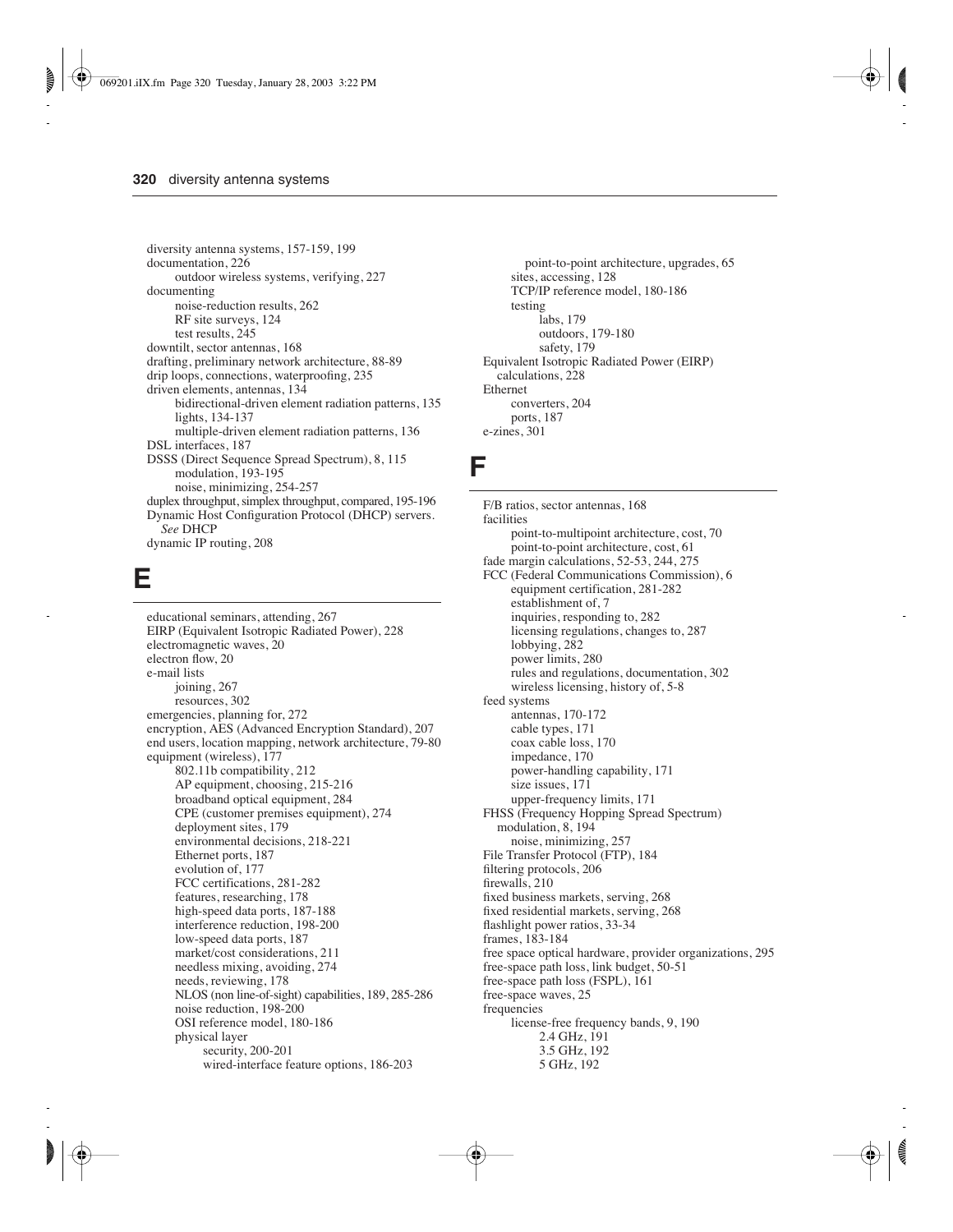diversity antenna systems, 157-159, 199
documentation, 226
  - outdoor wireless systems, verifying, 227

documenting
  - noise-reduction results, 262
  - RF site surveys, 124
  - test results, 245

downtilt, sector antennas, 168
drafting, preliminary network architecture, 88-89
drip loops, connections, waterproofing, 235
driven elements, antennas, 134
  - bidirectional-driven element radiation patterns, 135
  - lights, 134-137
  - multiple-driven element radiation patterns, 136

DSL interfaces, 187
DSSS (Direct Sequence Spread Spectrum), 8, 115
  - modulation, 193-195
  - noise, minimizing, 254-257

duplex throughput, simplex throughput, compared, 195-196
Dynamic Host Configuration Protocol (DHCP) servers. *See* DHCP
dynamic IP routing, 208

# E

educational seminars, attending, 267
EIRP (Equivalent Isotropic Radiated Power), 228
electromagnetic waves, 20
electron flow, 20
e-mail lists
  - joining, 267
  - resources, 302

emergencies, planning for, 272
encryption, AES (Advanced Encryption Standard), 207
end users, location mapping, network architecture, 79-80
equipment (wireless), 177
  - 802.11b compatibility, 212
  - AP equipment, choosing, 215-216
  - broadband optical equipment, 284
  - CPE (customer premises equipment), 274
  - deployment sites, 179
  - environmental decisions, 218-221
  - Ethernet ports, 187
  - evolution of, 177
  - FCC certifications, 281-282
  - features, researching, 178
  - high-speed data ports, 187-188
  - interference reduction, 198-200
  - low-speed data ports, 187
  - market/cost considerations, 211
  - needless mixing, avoiding, 274
  - needs, reviewing, 178
  - NLOS (non line-of-sight) capabilities, 189, 285-286
  - noise reduction, 198-200
  - OSI reference model, 180-186
  - physical layer
    - security, 200-201
    - wired-interface feature options, 186-203
  - point-to-point architecture, upgrades, 65
  - sites, accessing, 128
  - TCP/IP reference model, 180-186
  - testing
    - labs, 179
    - outdoors, 179-180
    - safety, 179

Equivalent Isotropic Radiated Power (EIRP) calculations, 228
Ethernet
  - converters, 204
  - ports, 187

e-zines, 301

# F

F/B ratios, sector antennas, 168
facilities
  - point-to-multipoint architecture, cost, 70
  - point-to-point architecture, cost, 61

fade margin calculations, 52-53, 244, 275
FCC (Federal Communications Commission), 6
  - equipment certification, 281-282
  - establishment of, 7
  - inquiries, responding to, 282
  - licensing regulations, changes to, 287
  - lobbying, 282
  - power limits, 280
  - rules and regulations, documentation, 302
  - wireless licensing, history of, 5-8

feed systems
  - antennas, 170-172
  - cable types, 171
  - coax cable loss, 170
  - impedance, 170
  - power-handling capability, 171
  - size issues, 171
  - upper-frequency limits, 171

FHSS (Frequency Hopping Spread Spectrum) modulation, 8, 194
  - noise, minimizing, 257

File Transfer Protocol (FTP), 184
filtering protocols, 206
firewalls, 210
fixed business markets, serving, 268
fixed residential markets, serving, 268
flashlight power ratios, 33-34
frames, 183-184
free space optical hardware, provider organizations, 295
free-space path loss, link budget, 50-51
free-space path loss (FSPL), 161
free-space waves, 25
frequencies
  - license-free frequency bands, 9, 190
    - 2.4 GHz, 191
    - 3.5 GHz, 192
    - 5 GHz, 192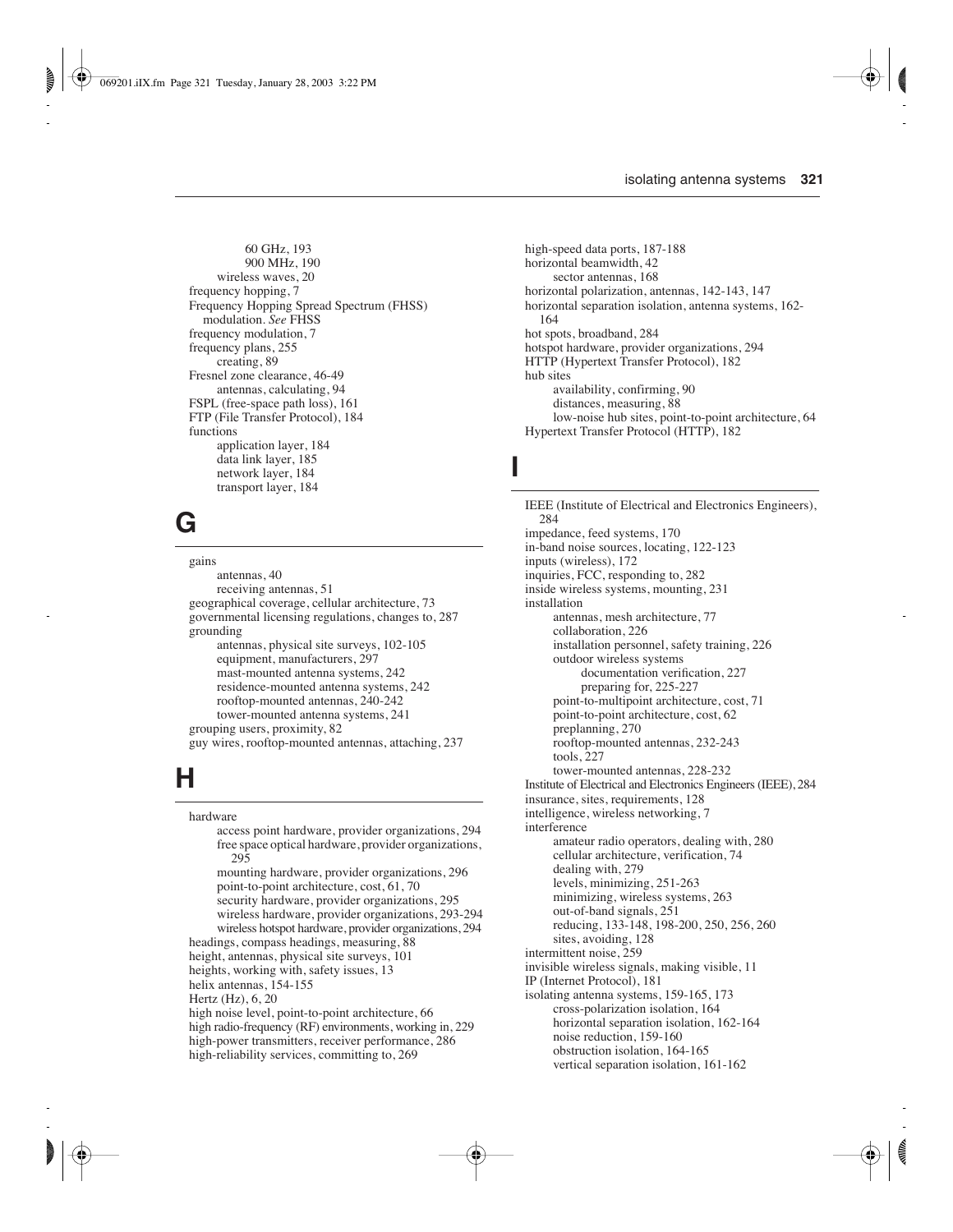60 GHz, 193
      900 MHz, 190
   wireless waves, 20
frequency hopping, 7
Frequency Hopping Spread Spectrum (FHSS) modulation. *See* FHSS
frequency modulation, 7
frequency plans, 255
   creating, 89
Fresnel zone clearance, 46-49
   antennas, calculating, 94
FSPL (free-space path loss), 161
FTP (File Transfer Protocol), 184
functions
   application layer, 184
   data link layer, 185
   network layer, 184
   transport layer, 184

## G

gains
   antennas, 40
   receiving antennas, 51
geographical coverage, cellular architecture, 73
governmental licensing regulations, changes to, 287
grounding
   antennas, physical site surveys, 102-105
   equipment, manufacturers, 297
   mast-mounted antenna systems, 242
   residence-mounted antenna systems, 242
   rooftop-mounted antennas, 240-242
   tower-mounted antenna systems, 241
grouping users, proximity, 82
guy wires, rooftop-mounted antennas, attaching, 237

## H

hardware
   access point hardware, provider organizations, 294
   free space optical hardware, provider organizations, 295
   mounting hardware, provider organizations, 296
   point-to-point architecture, cost, 61, 70
   security hardware, provider organizations, 295
   wireless hardware, provider organizations, 293-294
   wireless hotspot hardware, provider organizations, 294
headings, compass headings, measuring, 88
height, antennas, physical site surveys, 101
heights, working with, safety issues, 13
helix antennas, 154-155
Hertz (Hz), 6, 20
high noise level, point-to-point architecture, 66
high radio-frequency (RF) environments, working in, 229
high-power transmitters, receiver performance, 286
high-reliability services, committing to, 269
high-speed data ports, 187-188
horizontal beamwidth, 42
   sector antennas, 168
horizontal polarization, antennas, 142-143, 147
horizontal separation isolation, antenna systems, 162-164
hot spots, broadband, 284
hotspot hardware, provider organizations, 294
HTTP (Hypertext Transfer Protocol), 182
hub sites
   availability, confirming, 90
   distances, measuring, 88
   low-noise hub sites, point-to-point architecture, 64
Hypertext Transfer Protocol (HTTP), 182

## I

IEEE (Institute of Electrical and Electronics Engineers), 284
impedance, feed systems, 170
in-band noise sources, locating, 122-123
inputs (wireless), 172
inquiries, FCC, responding to, 282
inside wireless systems, mounting, 231
installation
   antennas, mesh architecture, 77
   collaboration, 226
   installation personnel, safety training, 226
   outdoor wireless systems
      documentation verification, 227
      preparing for, 225-227
   point-to-multipoint architecture, cost, 71
   point-to-point architecture, cost, 62
   preplanning, 270
   rooftop-mounted antennas, 232-243
   tools, 227
   tower-mounted antennas, 228-232
Institute of Electrical and Electronics Engineers (IEEE), 284
insurance, sites, requirements, 128
intelligence, wireless networking, 7
interference
   amateur radio operators, dealing with, 280
   cellular architecture, verification, 74
   dealing with, 279
   levels, minimizing, 251-263
   minimizing, wireless systems, 263
   out-of-band signals, 251
   reducing, 133-148, 198-200, 250, 256, 260
   sites, avoiding, 128
intermittent noise, 259
invisible wireless signals, making visible, 11
IP (Internet Protocol), 181
isolating antenna systems, 159-165, 173
   cross-polarization isolation, 164
   horizontal separation isolation, 162-164
   noise reduction, 159-160
   obstruction isolation, 164-165
   vertical separation isolation, 161-162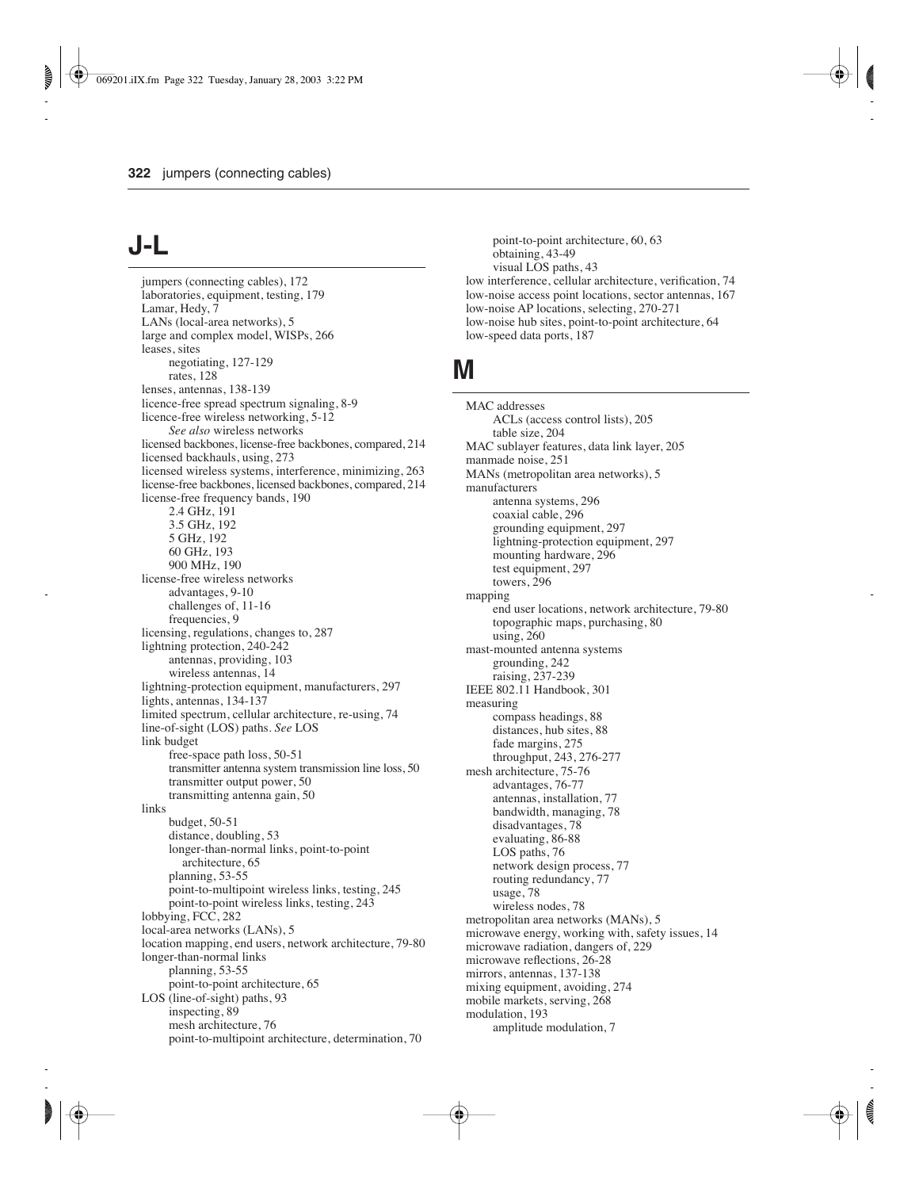## J-L

jumpers (connecting cables), 172
laboratories, equipment, testing, 179
Lamar, Hedy, 7
LANs (local-area networks), 5
large and complex model, WISPs, 266
leases, sites
    negotiating, 127-129
    rates, 128
lenses, antennas, 138-139
licence-free spread spectrum signaling, 8-9
licence-free wireless networking, 5-12
    *See also* wireless networks
licensed backbones, license-free backbones, compared, 214
licensed backhauls, using, 273
licensed wireless systems, interference, minimizing, 263
license-free backbones, licensed backbones, compared, 214
license-free frequency bands, 190
    2.4 GHz, 191
    3.5 GHz, 192
    5 GHz, 192
    60 GHz, 193
    900 MHz, 190
license-free wireless networks
    advantages, 9-10
    challenges of, 11-16
    frequencies, 9
licensing, regulations, changes to, 287
lightning protection, 240-242
    antennas, providing, 103
    wireless antennas, 14
lightning-protection equipment, manufacturers, 297
lights, antennas, 134-137
limited spectrum, cellular architecture, re-using, 74
line-of-sight (LOS) paths. *See* LOS
link budget
    free-space path loss, 50-51
    transmitter antenna system transmission line loss, 50
    transmitter output power, 50
    transmitting antenna gain, 50
links
    budget, 50-51
    distance, doubling, 53
    longer-than-normal links, point-to-point architecture, 65
    planning, 53-55
    point-to-multipoint wireless links, testing, 245
    point-to-point wireless links, testing, 243
lobbying, FCC, 282
local-area networks (LANs), 5
location mapping, end users, network architecture, 79-80
longer-than-normal links
    planning, 53-55
    point-to-point architecture, 65
LOS (line-of-sight) paths, 93
    inspecting, 89
    mesh architecture, 76
    point-to-multipoint architecture, determination, 70
    point-to-point architecture, 60, 63
    obtaining, 43-49
    visual LOS paths, 43
low interference, cellular architecture, verification, 74
low-noise access point locations, sector antennas, 167
low-noise AP locations, selecting, 270-271
low-noise hub sites, point-to-point architecture, 64
low-speed data ports, 187

## M

MAC addresses
    ACLs (access control lists), 205
    table size, 204
MAC sublayer features, data link layer, 205
manmade noise, 251
MANs (metropolitan area networks), 5
manufacturers
    antenna systems, 296
    coaxial cable, 296
    grounding equipment, 297
    lightning-protection equipment, 297
    mounting hardware, 296
    test equipment, 297
    towers, 296
mapping
    end user locations, network architecture, 79-80
    topographic maps, purchasing, 80
    using, 260
mast-mounted antenna systems
    grounding, 242
    raising, 237-239
IEEE 802.11 Handbook, 301
measuring
    compass headings, 88
    distances, hub sites, 88
    fade margins, 275
    throughput, 243, 276-277
mesh architecture, 75-76
    advantages, 76-77
    antennas, installation, 77
    bandwidth, managing, 78
    disadvantages, 78
    evaluating, 86-88
    LOS paths, 76
    network design process, 77
    routing redundancy, 77
    usage, 78
    wireless nodes, 78
metropolitan area networks (MANs), 5
microwave energy, working with, safety issues, 14
microwave radiation, dangers of, 229
microwave reflections, 26-28
mirrors, antennas, 137-138
mixing equipment, avoiding, 274
mobile markets, serving, 268
modulation, 193
    amplitude modulation, 7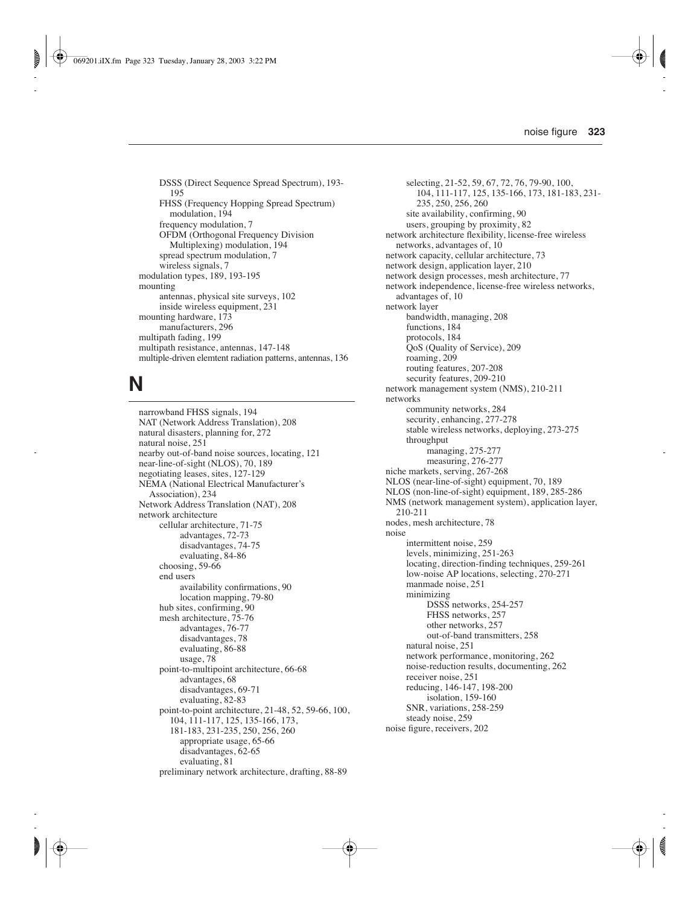DSSS (Direct Sequence Spread Spectrum), 193-195
    FHSS (Frequency Hopping Spread Spectrum) modulation, 194
    frequency modulation, 7
    OFDM (Orthogonal Frequency Division Multiplexing) modulation, 194
    spread spectrum modulation, 7
    wireless signals, 7
modulation types, 189, 193-195
mounting
    antennas, physical site surveys, 102
    inside wireless equipment, 231
mounting hardware, 173
    manufacturers, 296
multipath fading, 199
multipath resistance, antennas, 147-148
multiple-driven elemtent radiation patterns, antennas, 136

# N

narrowband FHSS signals, 194
NAT (Network Address Translation), 208
natural disasters, planning for, 272
natural noise, 251
nearby out-of-band noise sources, locating, 121
near-line-of-sight (NLOS), 70, 189
negotiating leases, sites, 127-129
NEMA (National Electrical Manufacturer's Association), 234
Network Address Translation (NAT), 208
network architecture
    cellular architecture, 71-75
        advantages, 72-73
        disadvantages, 74-75
        evaluating, 84-86
    choosing, 59-66
    end users
        availability confirmations, 90
        location mapping, 79-80
    hub sites, confirming, 90
    mesh architecture, 75-76
        advantages, 76-77
        disadvantages, 78
        evaluating, 86-88
        usage, 78
    point-to-multipoint architecture, 66-68
        advantages, 68
        disadvantages, 69-71
        evaluating, 82-83
    point-to-point architecture, 21-48, 52, 59-66, 100, 104, 111-117, 125, 135-166, 173, 181-183, 231-235, 250, 256, 260
        appropriate usage, 65-66
        disadvantages, 62-65
        evaluating, 81
    preliminary network architecture, drafting, 88-89
    selecting, 21-52, 59, 67, 72, 76, 79-90, 100, 104, 111-117, 125, 135-166, 173, 181-183, 231-235, 250, 256, 260
    site availability, confirming, 90
    users, grouping by proximity, 82
network architecture flexibility, license-free wireless networks, advantages of, 10
network capacity, cellular architecture, 73
network design, application layer, 210
network design processes, mesh architecture, 77
network independence, license-free wireless networks, advantages of, 10
network layer
    bandwidth, managing, 208
    functions, 184
    protocols, 184
    QoS (Quality of Service), 209
    roaming, 209
    routing features, 207-208
    security features, 209-210
network management system (NMS), 210-211
networks
    community networks, 284
    security, enhancing, 277-278
    stable wireless networks, deploying, 273-275
    throughput
        managing, 275-277
        measuring, 276-277
niche markets, serving, 267-268
NLOS (near-line-of-sight) equipment, 70, 189
NLOS (non-line-of-sight) equipment, 189, 285-286
NMS (network management system), application layer, 210-211
nodes, mesh architecture, 78
noise
    intermittent noise, 259
    levels, minimizing, 251-263
    locating, direction-finding techniques, 259-261
    low-noise AP locations, selecting, 270-271
    manmade noise, 251
    minimizing
        DSSS networks, 254-257
        FHSS networks, 257
        other networks, 257
        out-of-band transmitters, 258
    natural noise, 251
    network performance, monitoring, 262
    noise-reduction results, documenting, 262
    receiver noise, 251
    reducing, 146-147, 198-200
        isolation, 159-160
    SNR, variations, 258-259
    steady noise, 259
noise figure, receivers, 202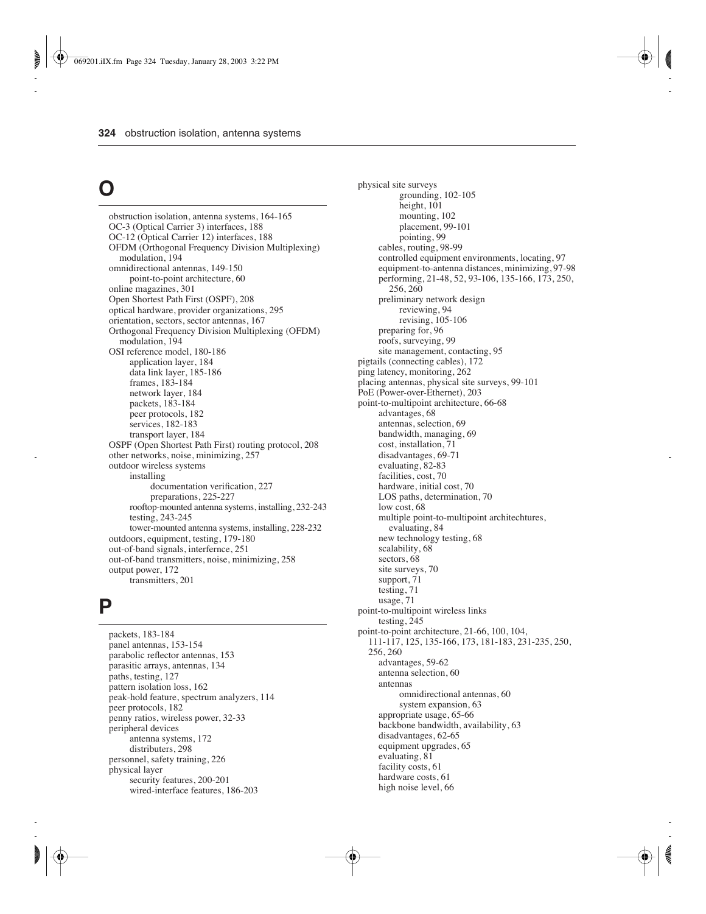## O

obstruction isolation, antenna systems, 164-165
OC-3 (Optical Carrier 3) interfaces, 188
OC-12 (Optical Carrier 12) interfaces, 188
OFDM (Orthogonal Frequency Division Multiplexing) modulation, 194
omnidirectional antennas, 149-150
  point-to-point architecture, 60
online magazines, 301
Open Shortest Path First (OSPF), 208
optical hardware, provider organizations, 295
orientation, sectors, sector antennas, 167
Orthogonal Frequency Division Multiplexing (OFDM) modulation, 194
OSI reference model, 180-186
  application layer, 184
  data link layer, 185-186
  frames, 183-184
  network layer, 184
  packets, 183-184
  peer protocols, 182
  services, 182-183
  transport layer, 184
OSPF (Open Shortest Path First) routing protocol, 208
other networks, noise, minimizing, 257
outdoor wireless systems
  installing
    documentation verification, 227
    preparations, 225-227
  rooftop-mounted antenna systems, installing, 232-243
  testing, 243-245
  tower-mounted antenna systems, installing, 228-232
outdoors, equipment, testing, 179-180
out-of-band signals, interfernce, 251
out-of-band transmitters, noise, minimizing, 258
output power, 172
  transmitters, 201

## P

packets, 183-184
panel antennas, 153-154
parabolic reflector antennas, 153
parasitic arrays, antennas, 134
paths, testing, 127
pattern isolation loss, 162
peak-hold feature, spectrum analyzers, 114
peer protocols, 182
penny ratios, wireless power, 32-33
peripheral devices
  antenna systems, 172
  distributers, 298
personnel, safety training, 226
physical layer
  security features, 200-201
  wired-interface features, 186-203
physical site surveys
    grounding, 102-105
    height, 101
    mounting, 102
    placement, 99-101
    pointing, 99
  cables, routing, 98-99
  controlled equipment environments, locating, 97
  equipment-to-antenna distances, minimizing, 97-98
  performing, 21-48, 52, 93-106, 135-166, 173, 250, 256, 260
  preliminary network design
    reviewing, 94
    revising, 105-106
  preparing for, 96
  roofs, surveying, 99
  site management, contacting, 95
pigtails (connecting cables), 172
ping latency, monitoring, 262
placing antennas, physical site surveys, 99-101
PoE (Power-over-Ethernet), 203
point-to-multipoint architecture, 66-68
  advantages, 68
  antennas, selection, 69
  bandwidth, managing, 69
  cost, installation, 71
  disadvantages, 69-71
  evaluating, 82-83
  facilities, cost, 70
  hardware, initial cost, 70
  LOS paths, determination, 70
  low cost, 68
  multiple point-to-multipoint architechtures, evaluating, 84
  new technology testing, 68
  scalability, 68
  sectors, 68
  site surveys, 70
  support, 71
  testing, 71
  usage, 71
point-to-multipoint wireless links
  testing, 245
point-to-point architecture, 21-66, 100, 104, 111-117, 125, 135-166, 173, 181-183, 231-235, 250, 256, 260
  advantages, 59-62
  antenna selection, 60
  antennas
    omnidirectional antennas, 60
    system expansion, 63
  appropriate usage, 65-66
  backbone bandwidth, availability, 63
  disadvantages, 62-65
  equipment upgrades, 65
  evaluating, 81
  facility costs, 61
  hardware costs, 61
  high noise level, 66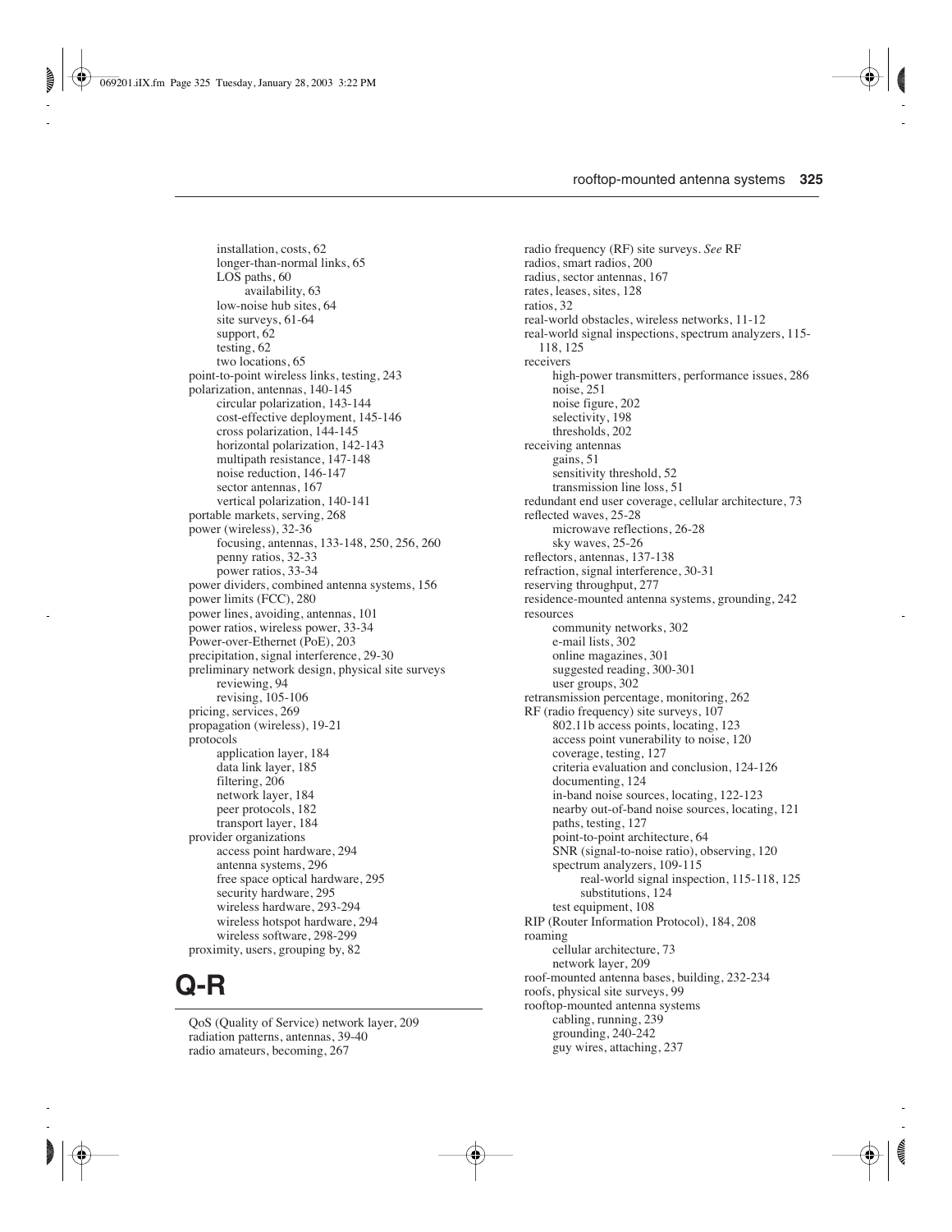installation, costs, 62
    longer-than-normal links, 65
    LOS paths, 60
        availability, 63
    low-noise hub sites, 64
    site surveys, 61-64
    support, 62
    testing, 62
    two locations, 65

point-to-point wireless links, testing, 243

polarization, antennas, 140-145
    circular polarization, 143-144
    cost-effective deployment, 145-146
    cross polarization, 144-145
    horizontal polarization, 142-143
    multipath resistance, 147-148
    noise reduction, 146-147
    sector antennas, 167
    vertical polarization, 140-141

portable markets, serving, 268

power (wireless), 32-36
    focusing, antennas, 133-148, 250, 256, 260
    penny ratios, 32-33
    power ratios, 33-34

power dividers, combined antenna systems, 156

power limits (FCC), 280

power lines, avoiding, antennas, 101

power ratios, wireless power, 33-34

Power-over-Ethernet (PoE), 203

precipitation, signal interference, 29-30

preliminary network design, physical site surveys
    reviewing, 94
    revising, 105-106

pricing, services, 269

propagation (wireless), 19-21

protocols
    application layer, 184
    data link layer, 185
    filtering, 206
    network layer, 184
    peer protocols, 182
    transport layer, 184

provider organizations
    access point hardware, 294
    antenna systems, 296
    free space optical hardware, 295
    security hardware, 295
    wireless hardware, 293-294
    wireless hotspot hardware, 294
    wireless software, 298-299

proximity, users, grouping by, 82

# Q-R

QoS (Quality of Service) network layer, 209

radiation patterns, antennas, 39-40

radio amateurs, becoming, 267

radio frequency (RF) site surveys. *See* RF

radios, smart radios, 200

radius, sector antennas, 167

rates, leases, sites, 128

ratios, 32

real-world obstacles, wireless networks, 11-12

real-world signal inspections, spectrum analyzers, 115-118, 125

receivers
    high-power transmitters, performance issues, 286
    noise, 251
    noise figure, 202
    selectivity, 198
    thresholds, 202

receiving antennas
    gains, 51
    sensitivity threshold, 52
    transmission line loss, 51

redundant end user coverage, cellular architecture, 73

reflected waves, 25-28
    microwave reflections, 26-28
    sky waves, 25-26

reflectors, antennas, 137-138

refraction, signal interference, 30-31

reserving throughput, 277

residence-mounted antenna systems, grounding, 242

resources
    community networks, 302
    e-mail lists, 302
    online magazines, 301
    suggested reading, 300-301
    user groups, 302

retransmission percentage, monitoring, 262

RF (radio frequency) site surveys, 107
    802.11b access points, locating, 123
    access point vunerability to noise, 120
    coverage, testing, 127
    criteria evaluation and conclusion, 124-126
    documenting, 124
    in-band noise sources, locating, 122-123
    nearby out-of-band noise sources, locating, 121
    paths, testing, 127
    point-to-point architecture, 64
    SNR (signal-to-noise ratio), observing, 120
    spectrum analyzers, 109-115
        real-world signal inspection, 115-118, 125
        substitutions, 124
    test equipment, 108

RIP (Router Information Protocol), 184, 208

roaming
    cellular architecture, 73
    network layer, 209

roof-mounted antenna bases, building, 232-234

roofs, physical site surveys, 99

rooftop-mounted antenna systems
    cabling, running, 239
    grounding, 240-242
    guy wires, attaching, 237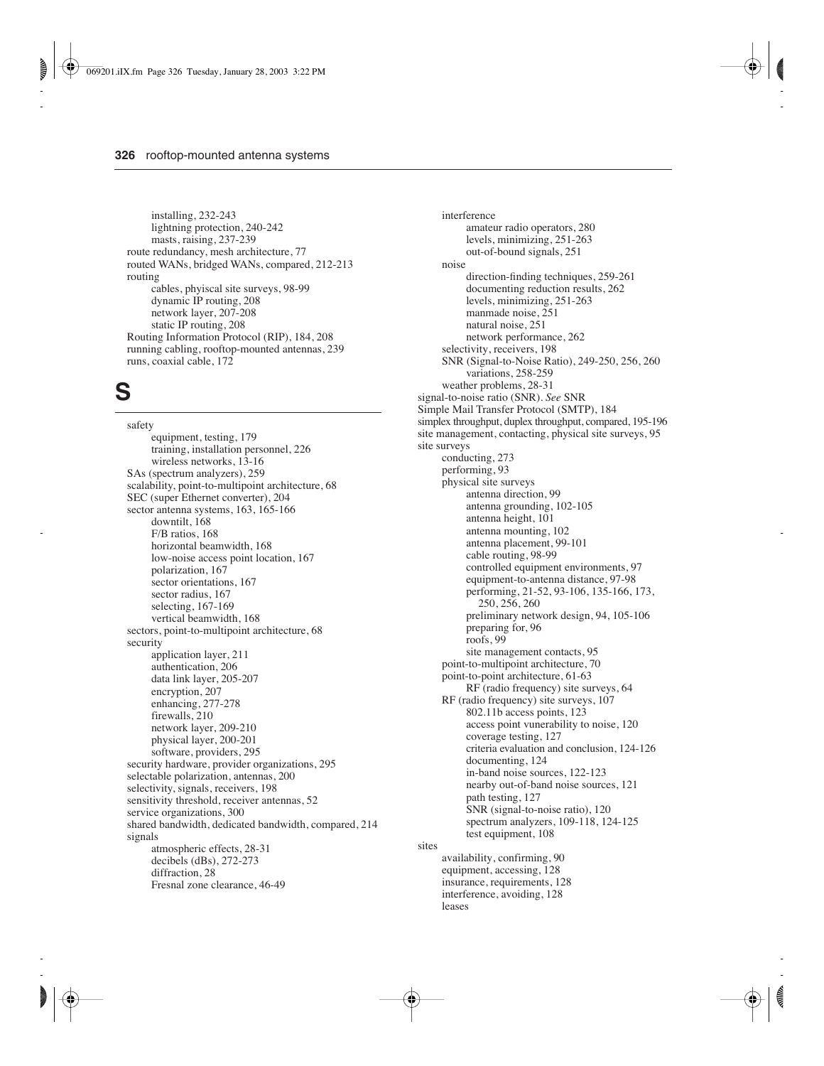- installing, 232-243
  - lightning protection, 240-242
  - masts, raising, 237-239
- route redundancy, mesh architecture, 77
- routed WANs, bridged WANs, compared, 212-213
- routing
  - cables, phyiscal site surveys, 98-99
  - dynamic IP routing, 208
  - network layer, 207-208
  - static IP routing, 208
- Routing Information Protocol (RIP), 184, 208
- running cabling, rooftop-mounted antennas, 239
- runs, coaxial cable, 172

# S

- safety
  - equipment, testing, 179
  - training, installation personnel, 226
  - wireless networks, 13-16
- SAs (spectrum analyzers), 259
- scalability, point-to-multipoint architecture, 68
- SEC (super Ethernet converter), 204
- sector antenna systems, 163, 165-166
  - downtilt, 168
  - F/B ratios, 168
  - horizontal beamwidth, 168
  - low-noise access point location, 167
  - polarization, 167
  - sector orientations, 167
  - sector radius, 167
  - selecting, 167-169
  - vertical beamwidth, 168
- sectors, point-to-multipoint architecture, 68
- security
  - application layer, 211
  - authentication, 206
  - data link layer, 205-207
  - encryption, 207
  - enhancing, 277-278
  - firewalls, 210
  - network layer, 209-210
  - physical layer, 200-201
  - software, providers, 295
- security hardware, provider organizations, 295
- selectable polarization, antennas, 200
- selectivity, signals, receivers, 198
- sensitivity threshold, receiver antennas, 52
- service organizations, 300
- shared bandwidth, dedicated bandwidth, compared, 214
- signals
  - atmospheric effects, 28-31
  - decibels (dBs), 272-273
  - diffraction, 28
  - Fresnal zone clearance, 46-49
  - interference
    - amateur radio operators, 280
    - levels, minimizing, 251-263
    - out-of-bound signals, 251
  - noise
    - direction-finding techniques, 259-261
    - documenting reduction results, 262
    - levels, minimizing, 251-263
    - manmade noise, 251
    - natural noise, 251
    - network performance, 262
  - selectivity, receivers, 198
  - SNR (Signal-to-Noise Ratio), 249-250, 256, 260
    - variations, 258-259
  - weather problems, 28-31
- signal-to-noise ratio (SNR). *See* SNR
- Simple Mail Transfer Protocol (SMTP), 184
- simplex throughput, duplex throughput, compared, 195-196
- site management, contacting, physical site surveys, 95
- site surveys
  - conducting, 273
  - performing, 93
  - physical site surveys
    - antenna direction, 99
    - antenna grounding, 102-105
    - antenna height, 101
    - antenna mounting, 102
    - antenna placement, 99-101
    - cable routing, 98-99
    - controlled equipment environments, 97
    - equipment-to-antenna distance, 97-98
    - performing, 21-52, 93-106, 135-166, 173, 250, 256, 260
    - preliminary network design, 94, 105-106
    - preparing for, 96
    - roofs, 99
    - site management contacts, 95
  - point-to-multipoint architecture, 70
  - point-to-point architecture, 61-63
    - RF (radio frequency) site surveys, 64
  - RF (radio frequency) site surveys, 107
    - 802.11b access points, 123
    - access point vunerability to noise, 120
    - coverage testing, 127
    - criteria evaluation and conclusion, 124-126
    - documenting, 124
    - in-band noise sources, 122-123
    - nearby out-of-band noise sources, 121
    - path testing, 127
    - SNR (signal-to-noise ratio), 120
    - spectrum analyzers, 109-118, 124-125
    - test equipment, 108
- sites
  - availability, confirming, 90
  - equipment, accessing, 128
  - insurance, requirements, 128
  - interference, avoiding, 128
  - leases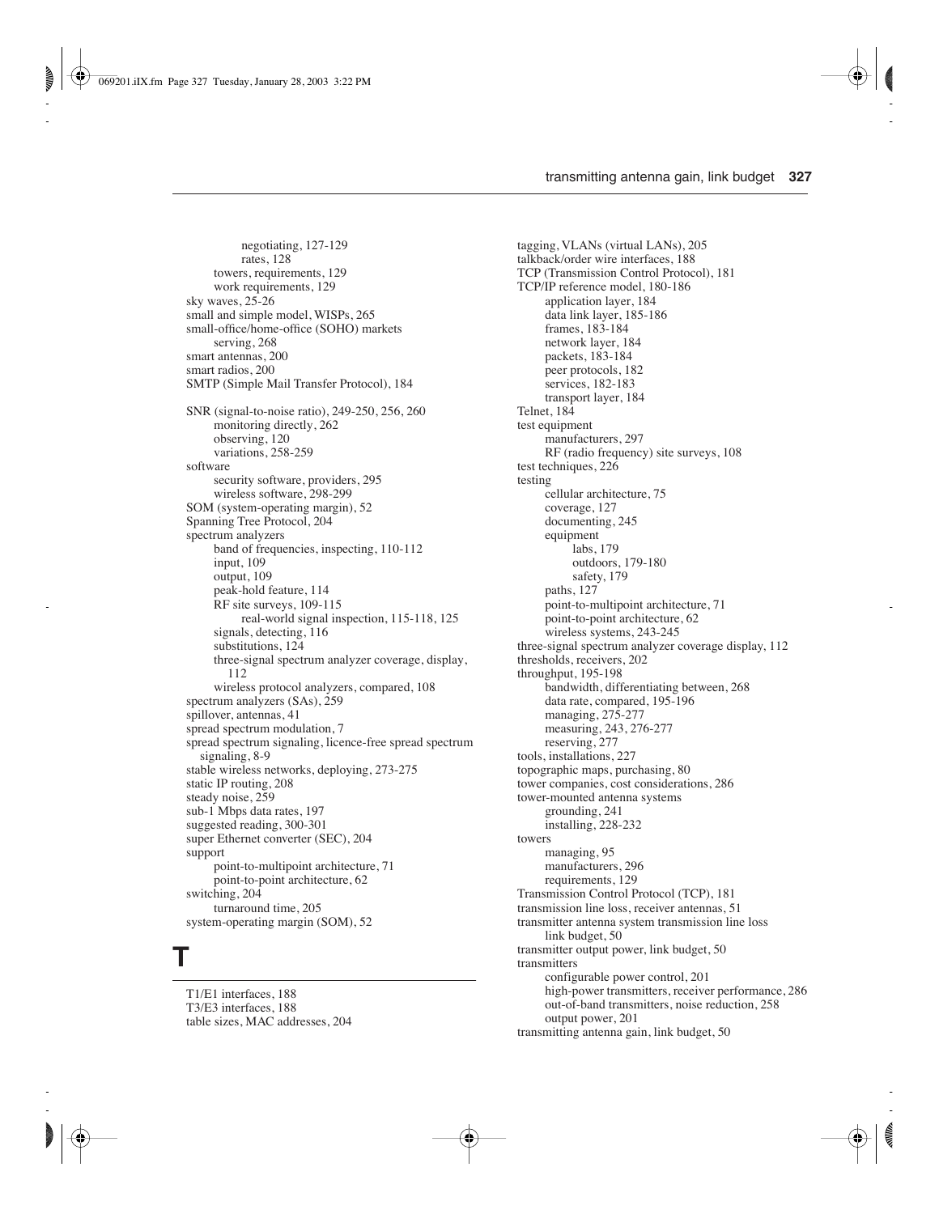negotiating, 127-129
rates, 128
towers, requirements, 129
work requirements, 129
sky waves, 25-26
small and simple model, WISPs, 265
small-office/home-office (SOHO) markets
serving, 268
smart antennas, 200
smart radios, 200
SMTP (Simple Mail Transfer Protocol), 184

SNR (signal-to-noise ratio), 249-250, 256, 260
monitoring directly, 262
observing, 120
variations, 258-259
software
security software, providers, 295
wireless software, 298-299
SOM (system-operating margin), 52
Spanning Tree Protocol, 204
spectrum analyzers
band of frequencies, inspecting, 110-112
input, 109
output, 109
peak-hold feature, 114
RF site surveys, 109-115
real-world signal inspection, 115-118, 125
signals, detecting, 116
substitutions, 124
three-signal spectrum analyzer coverage, display, 112
wireless protocol analyzers, compared, 108
spectrum analyzers (SAs), 259
spillover, antennas, 41
spread spectrum modulation, 7
spread spectrum signaling, licence-free spread spectrum signaling, 8-9
stable wireless networks, deploying, 273-275
static IP routing, 208
steady noise, 259
sub-1 Mbps data rates, 197
suggested reading, 300-301
super Ethernet converter (SEC), 204
support
point-to-multipoint architecture, 71
point-to-point architecture, 62
switching, 204
turnaround time, 205
system-operating margin (SOM), 52

# T

T1/E1 interfaces, 188
T3/E3 interfaces, 188
table sizes, MAC addresses, 204
tagging, VLANs (virtual LANs), 205
talkback/order wire interfaces, 188
TCP (Transmission Control Protocol), 181
TCP/IP reference model, 180-186
application layer, 184
data link layer, 185-186
frames, 183-184
network layer, 184
packets, 183-184
peer protocols, 182
services, 182-183
transport layer, 184
Telnet, 184
test equipment
manufacturers, 297
RF (radio frequency) site surveys, 108
test techniques, 226
testing
cellular architecture, 75
coverage, 127
documenting, 245
equipment
labs, 179
outdoors, 179-180
safety, 179
paths, 127
point-to-multipoint architecture, 71
point-to-point architecture, 62
wireless systems, 243-245
three-signal spectrum analyzer coverage display, 112
thresholds, receivers, 202
throughput, 195-198
bandwidth, differentiating between, 268
data rate, compared, 195-196
managing, 275-277
measuring, 243, 276-277
reserving, 277
tools, installations, 227
topographic maps, purchasing, 80
tower companies, cost considerations, 286
tower-mounted antenna systems
grounding, 241
installing, 228-232
towers
managing, 95
manufacturers, 296
requirements, 129
Transmission Control Protocol (TCP), 181
transmission line loss, receiver antennas, 51
transmitter antenna system transmission line loss
link budget, 50
transmitter output power, link budget, 50
transmitters
configurable power control, 201
high-power transmitters, receiver performance, 286
out-of-band transmitters, noise reduction, 258
output power, 201
transmitting antenna gain, link budget, 50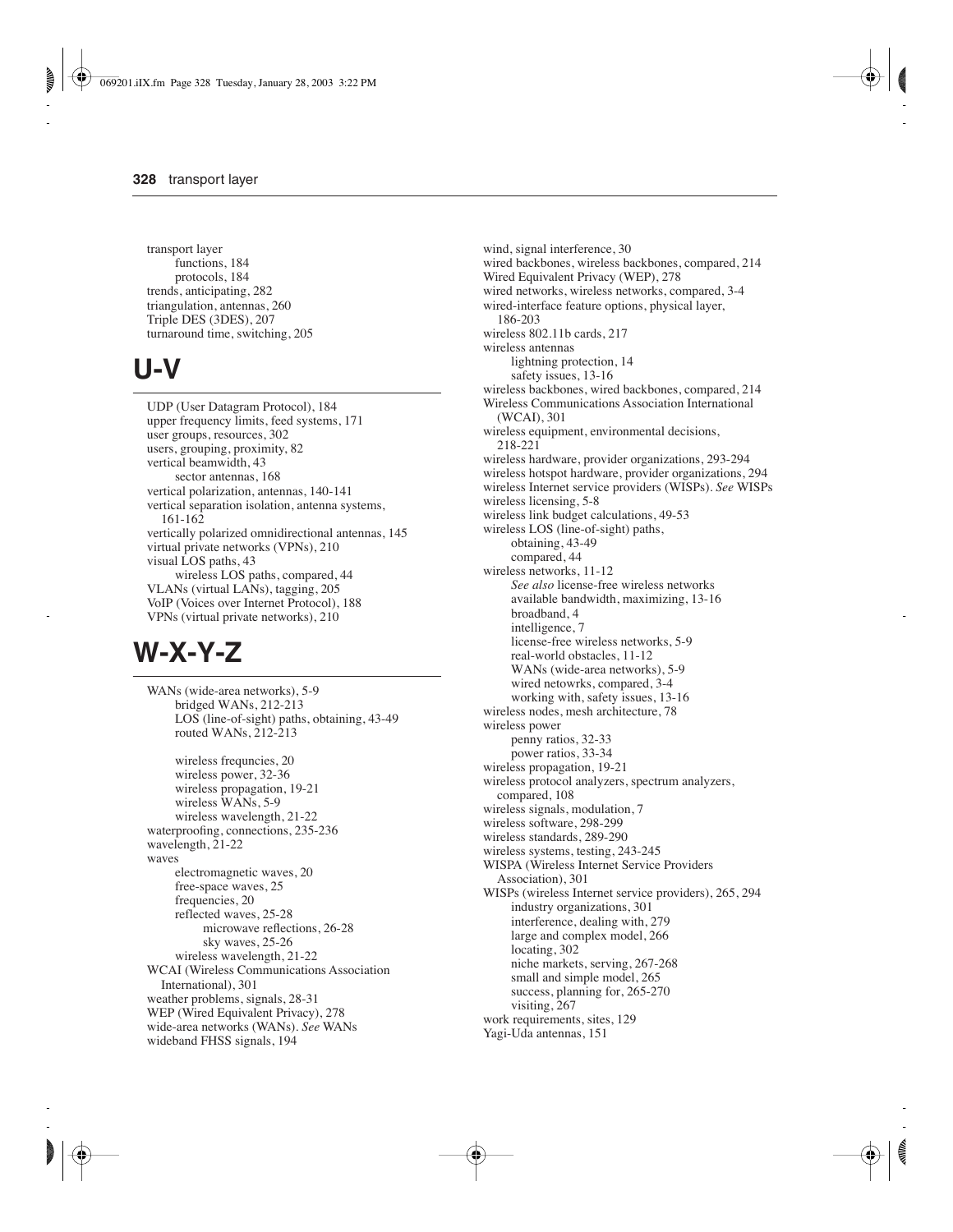transport layer
- functions, 184
- protocols, 184

trends, anticipating, 282
triangulation, antennas, 260
Triple DES (3DES), 207
turnaround time, switching, 205

## U-V

UDP (User Datagram Protocol), 184
upper frequency limits, feed systems, 171
user groups, resources, 302
users, grouping, proximity, 82
vertical beamwidth, 43
- sector antennas, 168

vertical polarization, antennas, 140-141
vertical separation isolation, antenna systems, 161-162
vertically polarized omnidirectional antennas, 145
virtual private networks (VPNs), 210
visual LOS paths, 43
- wireless LOS paths, compared, 44

VLANs (virtual LANs), tagging, 205
VoIP (Voices over Internet Protocol), 188
VPNs (virtual private networks), 210

## W-X-Y-Z

WANs (wide-area networks), 5-9
- bridged WANs, 212-213
- LOS (line-of-sight) paths, obtaining, 43-49
- routed WANs, 212-213
- wireless frequncies, 20
- wireless power, 32-36
- wireless propagation, 19-21
- wireless WANs, 5-9
- wireless wavelength, 21-22

waterproofing, connections, 235-236
wavelength, 21-22
waves
- electromagnetic waves, 20
- free-space waves, 25
- frequencies, 20
- reflected waves, 25-28
  - microwave reflections, 26-28
  - sky waves, 25-26
- wireless wavelength, 21-22

WCAI (Wireless Communications Association International), 301
weather problems, signals, 28-31
WEP (Wired Equivalent Privacy), 278
wide-area networks (WANs). *See* WANs
wideband FHSS signals, 194
wind, signal interference, 30
wired backbones, wireless backbones, compared, 214
Wired Equivalent Privacy (WEP), 278
wired networks, wireless networks, compared, 3-4
wired-interface feature options, physical layer, 186-203
wireless 802.11b cards, 217
wireless antennas
- lightning protection, 14
- safety issues, 13-16

wireless backbones, wired backbones, compared, 214
Wireless Communications Association International (WCAI), 301
wireless equipment, environmental decisions, 218-221
wireless hardware, provider organizations, 293-294
wireless hotspot hardware, provider organizations, 294
wireless Internet service providers (WISPs). *See* WISPs
wireless licensing, 5-8
wireless link budget calculations, 49-53
wireless LOS (line-of-sight) paths,
- obtaining, 43-49
- compared, 44

wireless networks, 11-12
- *See also* license-free wireless networks
- available bandwidth, maximizing, 13-16
- broadband, 4
- intelligence, 7
- license-free wireless networks, 5-9
- real-world obstacles, 11-12
- WANs (wide-area networks), 5-9
- wired netowrks, compared, 3-4
- working with, safety issues, 13-16

wireless nodes, mesh architecture, 78
wireless power
- penny ratios, 32-33
- power ratios, 33-34

wireless propagation, 19-21
wireless protocol analyzers, spectrum analyzers, compared, 108
wireless signals, modulation, 7
wireless software, 298-299
wireless standards, 289-290
wireless systems, testing, 243-245
WISPA (Wireless Internet Service Providers Association), 301
WISPs (wireless Internet service providers), 265, 294
- industry organizations, 301
- interference, dealing with, 279
- large and complex model, 266
- locating, 302
- niche markets, serving, 267-268
- small and simple model, 265
- success, planning for, 265-270
- visiting, 267

work requirements, sites, 129
Yagi-Uda antennas, 151